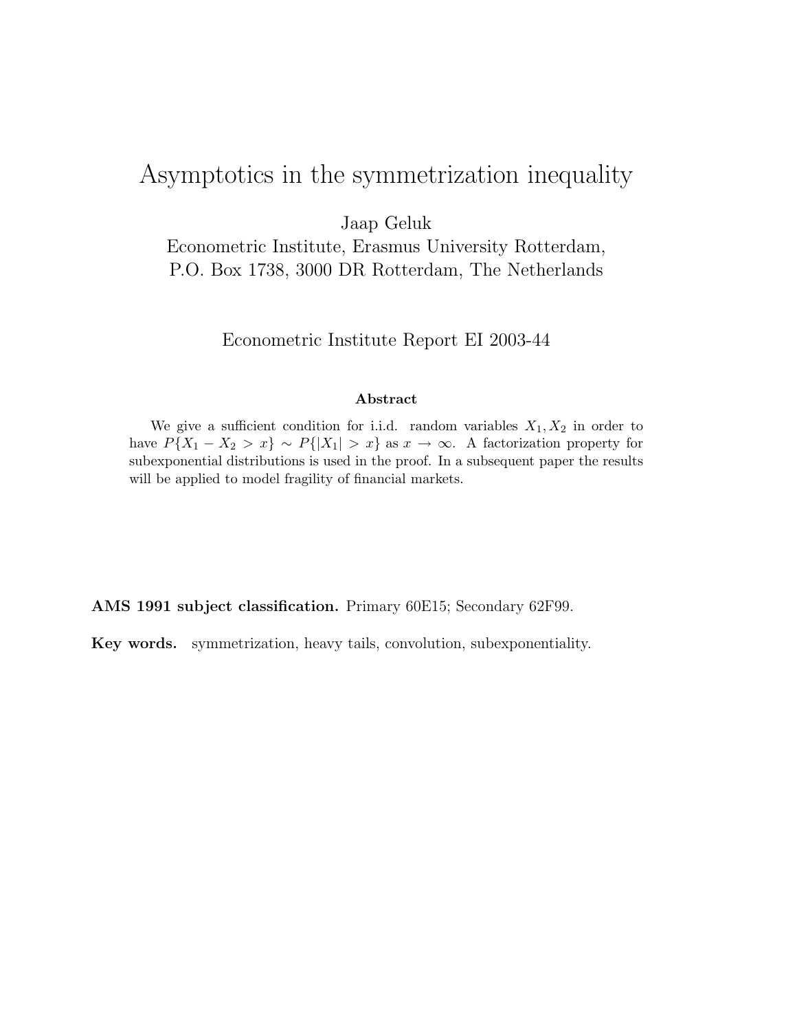# Asymptotics in the symmetrization inequality

Jaap Geluk
Econometric Institute, Erasmus University Rotterdam,
P.O. Box 1738, 3000 DR Rotterdam, The Netherlands

Econometric Institute Report EI 2003-44

### Abstract

We give a sufficient condition for i.i.d. random variables $X_1, X_2$ in order to have $P\{X_1 - X_2 > x\} \sim P\{|X_1| > x\}$ as $x \to \infty$. A factorization property for subexponential distributions is used in the proof. In a subsequent paper the results will be applied to model fragility of financial markets.

**AMS 1991 subject classification.** Primary 60E15; Secondary 62F99.

**Key words.** symmetrization, heavy tails, convolution, subexponentiality.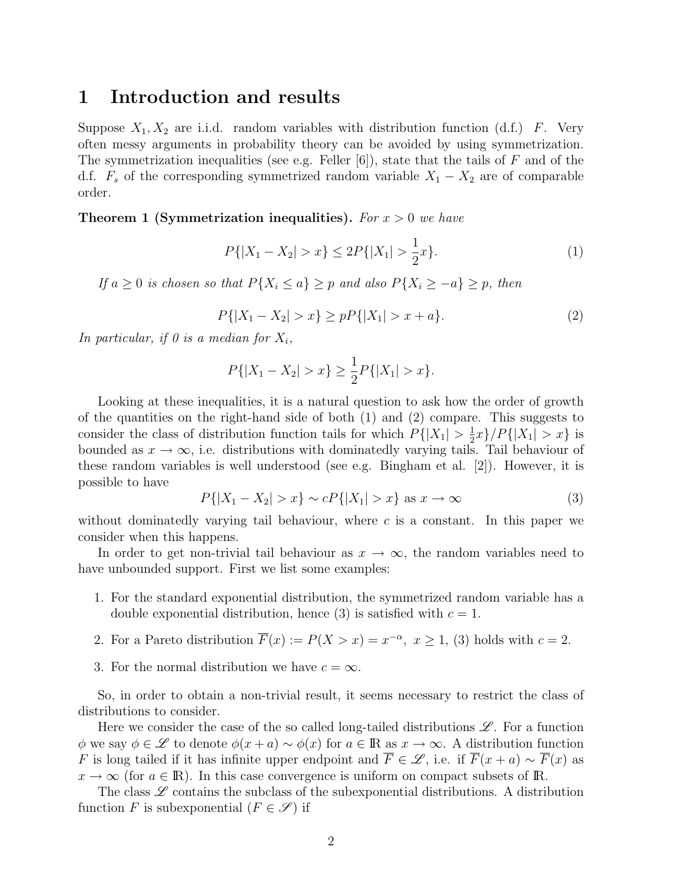# 1 Introduction and results

Suppose $X_1, X_2$ are i.i.d. random variables with distribution function (d.f.) $F$. Very often messy arguments in probability theory can be avoided by using symmetrization. The symmetrization inequalities (see e.g. Feller [6]), state that the tails of $F$ and of the d.f. $F_s$ of the corresponding symmetrized random variable $X_1 - X_2$ are of comparable order.

**Theorem 1 (Symmetrization inequalities).** *For $x > 0$ we have*

$$P\{|X_1 - X_2| > x\} \leq 2P\{|X_1| > \frac{1}{2}x\}. \tag{1}$$

*If $a \geq 0$ is chosen so that $P\{X_i \leq a\} \geq p$ and also $P\{X_i \geq -a\} \geq p$, then*

$$P\{|X_1 - X_2| > x\} \geq pP\{|X_1| > x + a\}. \tag{2}$$

*In particular, if 0 is a median for $X_i$,*

$$P\{|X_1 - X_2| > x\} \geq \frac{1}{2}P\{|X_1| > x\}.$$

Looking at these inequalities, it is a natural question to ask how the order of growth of the quantities on the right-hand side of both (1) and (2) compare. This suggests to consider the class of distribution function tails for which $P\{|X_1| > \frac{1}{2}x\}/P\{|X_1| > x\}$ is bounded as $x \to \infty$, i.e. distributions with dominatedly varying tails. Tail behaviour of these random variables is well understood (see e.g. Bingham et al. [2]). However, it is possible to have

$$P\{|X_1 - X_2| > x\} \sim cP\{|X_1| > x\} \text{ as } x \to \infty \tag{3}$$

without dominatedly varying tail behaviour, where $c$ is a constant. In this paper we consider when this happens.

In order to get non-trivial tail behaviour as $x \to \infty$, the random variables need to have unbounded support. First we list some examples:

1. For the standard exponential distribution, the symmetrized random variable has a double exponential distribution, hence (3) is satisfied with $c = 1$.
2. For a Pareto distribution $\overline{F}(x) := P(X > x) = x^{-\alpha},\ x \geq 1$, (3) holds with $c = 2$.
3. For the normal distribution we have $c = \infty$.

So, in order to obtain a non-trivial result, it seems necessary to restrict the class of distributions to consider.

Here we consider the case of the so called long-tailed distributions $\mathscr{L}$. For a function $\phi$ we say $\phi \in \mathscr{L}$ to denote $\phi(x + a) \sim \phi(x)$ for $a \in \mathbb{R}$ as $x \to \infty$. A distribution function $F$ is long tailed if it has infinite upper endpoint and $\overline{F} \in \mathscr{L}$, i.e. if $\overline{F}(x + a) \sim \overline{F}(x)$ as $x \to \infty$ (for $a \in \mathbb{R}$). In this case convergence is uniform on compact subsets of $\mathbb{R}$.

The class $\mathscr{L}$ contains the subclass of the subexponential distributions. A distribution function $F$ is subexponential ($F \in \mathscr{S}$) if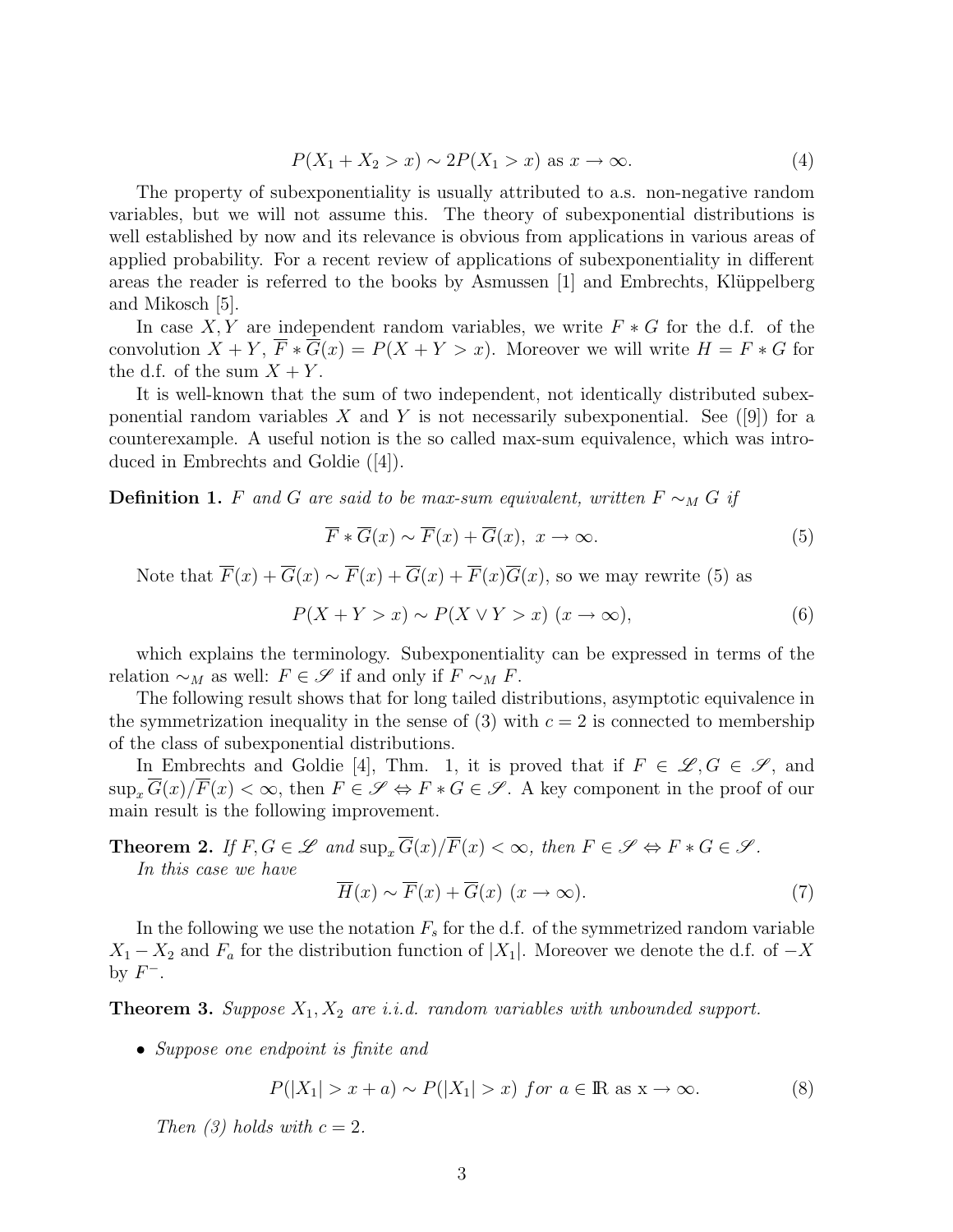$$P(X_1 + X_2 > x) \sim 2P(X_1 > x) \text{ as } x \to \infty. \tag{4}$$

The property of subexponentiality is usually attributed to a.s. non-negative random variables, but we will not assume this. The theory of subexponential distributions is well established by now and its relevance is obvious from applications in various areas of applied probability. For a recent review of applications of subexponentiality in different areas the reader is referred to the books by Asmussen [1] and Embrechts, Klüppelberg and Mikosch [5].

In case $X, Y$ are independent random variables, we write $F * G$ for the d.f. of the convolution $X + Y$, $\overline{F} * \overline{G}(x) = P(X + Y > x)$. Moreover we will write $H = F * G$ for the d.f. of the sum $X + Y$.

It is well-known that the sum of two independent, not identically distributed subexponential random variables $X$ and $Y$ is not necessarily subexponential. See ([9]) for a counterexample. A useful notion is the so called max-sum equivalence, which was introduced in Embrechts and Goldie ([4]).

**Definition 1.** *$F$ and $G$ are said to be max-sum equivalent, written $F \sim_M G$ if*

$$\overline{F} * \overline{G}(x) \sim \overline{F}(x) + \overline{G}(x), \ x \to \infty. \tag{5}$$

Note that $\overline{F}(x) + \overline{G}(x) \sim \overline{F}(x) + \overline{G}(x) + \overline{F}(x)\overline{G}(x)$, so we may rewrite (5) as

$$P(X + Y > x) \sim P(X \vee Y > x) \ (x \to \infty), \tag{6}$$

which explains the terminology. Subexponentiality can be expressed in terms of the relation $\sim_M$ as well: $F \in \mathscr{S}$ if and only if $F \sim_M F$.

The following result shows that for long tailed distributions, asymptotic equivalence in the symmetrization inequality in the sense of (3) with $c = 2$ is connected to membership of the class of subexponential distributions.

In Embrechts and Goldie [4], Thm. 1, it is proved that if $F \in \mathscr{L}, G \in \mathscr{S}$, and $\sup_x \overline{G}(x)/\overline{F}(x) < \infty$, then $F \in \mathscr{S} \Leftrightarrow F * G \in \mathscr{S}$. A key component in the proof of our main result is the following improvement.

**Theorem 2.** *If $F, G \in \mathscr{L}$ and $\sup_x \overline{G}(x)/\overline{F}(x) < \infty$, then $F \in \mathscr{S} \Leftrightarrow F * G \in \mathscr{S}$.*
*In this case we have*

$$\overline{H}(x) \sim \overline{F}(x) + \overline{G}(x) \ (x \to \infty). \tag{7}$$

In the following we use the notation $F_s$ for the d.f. of the symmetrized random variable $X_1 - X_2$ and $F_a$ for the distribution function of $|X_1|$. Moreover we denote the d.f. of $-X$ by $F^-$.

**Theorem 3.** *Suppose $X_1, X_2$ are i.i.d. random variables with unbounded support.*

- *Suppose one endpoint is finite and*

$$P(|X_1| > x + a) \sim P(|X_1| > x) \ \textit{for} \ a \in \mathbb{R} \text{ as x} \to \infty. \tag{8}$$

*Then (3) holds with $c = 2$.*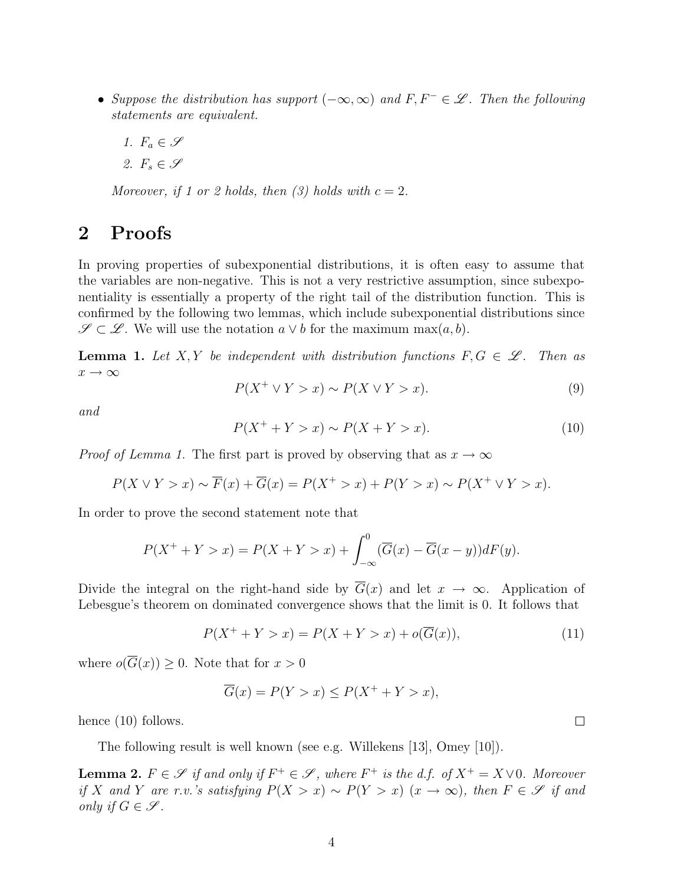- *Suppose the distribution has support $(-\infty, \infty)$ and $F, F^- \in \mathscr{L}$. Then the following statements are equivalent.*

  1. $F_a \in \mathscr{S}$
  2. $F_s \in \mathscr{S}$

  *Moreover, if 1 or 2 holds, then (3) holds with $c = 2$.*

# 2 Proofs

In proving properties of subexponential distributions, it is often easy to assume that the variables are non-negative. This is not a very restrictive assumption, since subexponentiality is essentially a property of the right tail of the distribution function. This is confirmed by the following two lemmas, which include subexponential distributions since $\mathscr{S} \subset \mathscr{L}$. We will use the notation $a \vee b$ for the maximum $\max(a, b)$.

**Lemma 1.** *Let $X, Y$ be independent with distribution functions $F, G \in \mathscr{L}$. Then as $x \to \infty$*

$$P(X^+ \vee Y > x) \sim P(X \vee Y > x). \tag{9}$$

*and*

$$P(X^+ + Y > x) \sim P(X + Y > x). \tag{10}$$

*Proof of Lemma 1.* The first part is proved by observing that as $x \to \infty$

$$P(X \vee Y > x) \sim \overline{F}(x) + \overline{G}(x) = P(X^+ > x) + P(Y > x) \sim P(X^+ \vee Y > x).$$

In order to prove the second statement note that

$$P(X^+ + Y > x) = P(X + Y > x) + \int_{-\infty}^{0} (\overline{G}(x) - \overline{G}(x - y)) dF(y).$$

Divide the integral on the right-hand side by $\overline{G}(x)$ and let $x \to \infty$. Application of Lebesgue's theorem on dominated convergence shows that the limit is 0. It follows that

$$P(X^+ + Y > x) = P(X + Y > x) + o(\overline{G}(x)), \tag{11}$$

where $o(\overline{G}(x)) \geq 0$. Note that for $x > 0$

$$\overline{G}(x) = P(Y > x) \leq P(X^+ + Y > x),$$

hence (10) follows. $\square$

The following result is well known (see e.g. Willekens [13], Omey [10]).

**Lemma 2.** *$F \in \mathscr{S}$ if and only if $F^+ \in \mathscr{S}$, where $F^+$ is the d.f. of $X^+ = X \vee 0$. Moreover if $X$ and $Y$ are r.v.'s satisfying $P(X > x) \sim P(Y > x)$ $(x \to \infty)$, then $F \in \mathscr{S}$ if and only if $G \in \mathscr{S}$.*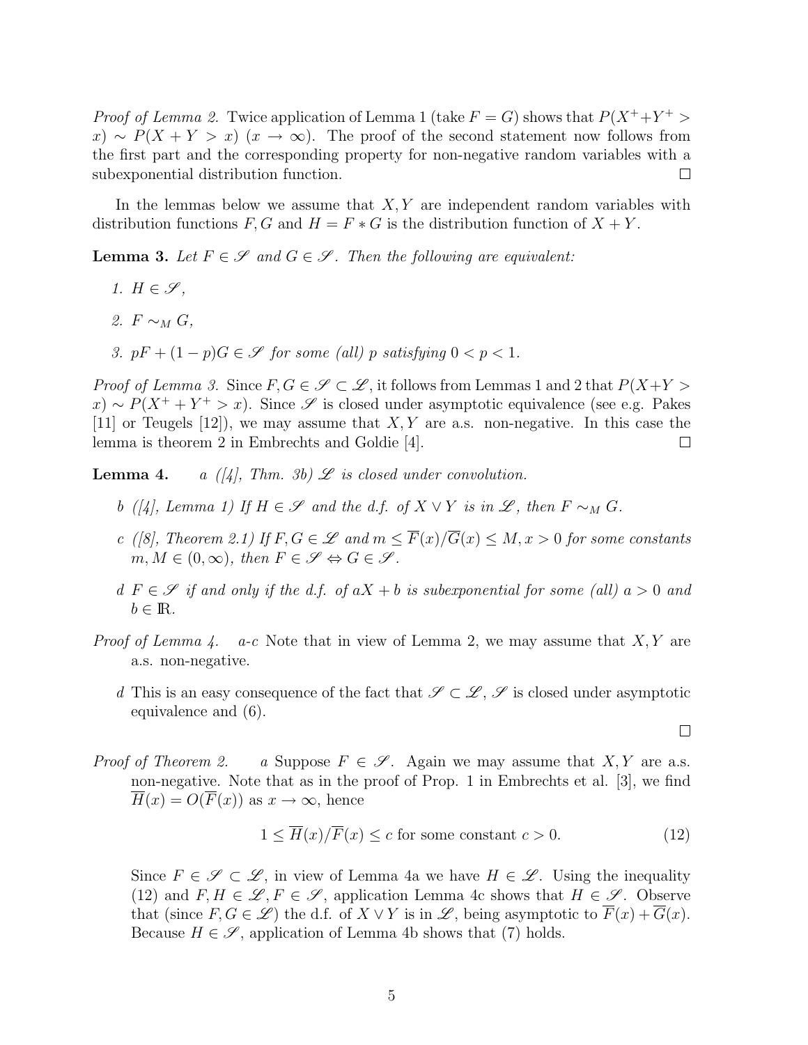*Proof of Lemma 2.* Twice application of Lemma 1 (take $F = G$) shows that $P(X^+ + Y^+ > x) \sim P(X + Y > x)$ $(x \to \infty)$. The proof of the second statement now follows from the first part and the corresponding property for non-negative random variables with a subexponential distribution function. □

In the lemmas below we assume that $X, Y$ are independent random variables with distribution functions $F, G$ and $H = F * G$ is the distribution function of $X + Y$.

**Lemma 3.** *Let $F \in \mathscr{S}$ and $G \in \mathscr{S}$. Then the following are equivalent:*

1. *$H \in \mathscr{S}$,*
2. *$F \sim_M G$,*
3. *$pF + (1-p)G \in \mathscr{S}$ for some (all) $p$ satisfying $0 < p < 1$.*

*Proof of Lemma 3.* Since $F, G \in \mathscr{S} \subset \mathscr{L}$, it follows from Lemmas 1 and 2 that $P(X+Y > x) \sim P(X^+ + Y^+ > x)$. Since $\mathscr{S}$ is closed under asymptotic equivalence (see e.g. Pakes [11] or Teugels [12]), we may assume that $X, Y$ are a.s. non-negative. In this case the lemma is theorem 2 in Embrechts and Goldie [4]. □

**Lemma 4.** *a ([4], Thm. 3b) $\mathscr{L}$ is closed under convolution.*

*b ([4], Lemma 1) If $H \in \mathscr{S}$ and the d.f. of $X \vee Y$ is in $\mathscr{L}$, then $F \sim_M G$.*

*c ([8], Theorem 2.1) If $F, G \in \mathscr{L}$ and $m \le \overline{F}(x)/\overline{G}(x) \le M, x > 0$ for some constants $m, M \in (0, \infty)$, then $F \in \mathscr{S} \Leftrightarrow G \in \mathscr{S}$.*

*d $F \in \mathscr{S}$ if and only if the d.f. of $aX + b$ is subexponential for some (all) $a > 0$ and $b \in \mathbb{R}$.*

*Proof of Lemma 4.* *a-c* Note that in view of Lemma 2, we may assume that $X, Y$ are a.s. non-negative.

*d* This is an easy consequence of the fact that $\mathscr{S} \subset \mathscr{L}$, $\mathscr{S}$ is closed under asymptotic equivalence and (6).

□

*Proof of Theorem 2.* *a* Suppose $F \in \mathscr{S}$. Again we may assume that $X, Y$ are a.s. non-negative. Note that as in the proof of Prop. 1 in Embrechts et al. [3], we find $\overline{H}(x) = O(\overline{F}(x))$ as $x \to \infty$, hence

$$1 \le \overline{H}(x)/\overline{F}(x) \le c \text{ for some constant } c > 0. \tag{12}$$

Since $F \in \mathscr{S} \subset \mathscr{L}$, in view of Lemma 4a we have $H \in \mathscr{L}$. Using the inequality (12) and $F, H \in \mathscr{L}, F \in \mathscr{S}$, application Lemma 4c shows that $H \in \mathscr{S}$. Observe that (since $F, G \in \mathscr{L}$) the d.f. of $X \vee Y$ is in $\mathscr{L}$, being asymptotic to $\overline{F}(x) + \overline{G}(x)$. Because $H \in \mathscr{S}$, application of Lemma 4b shows that (7) holds.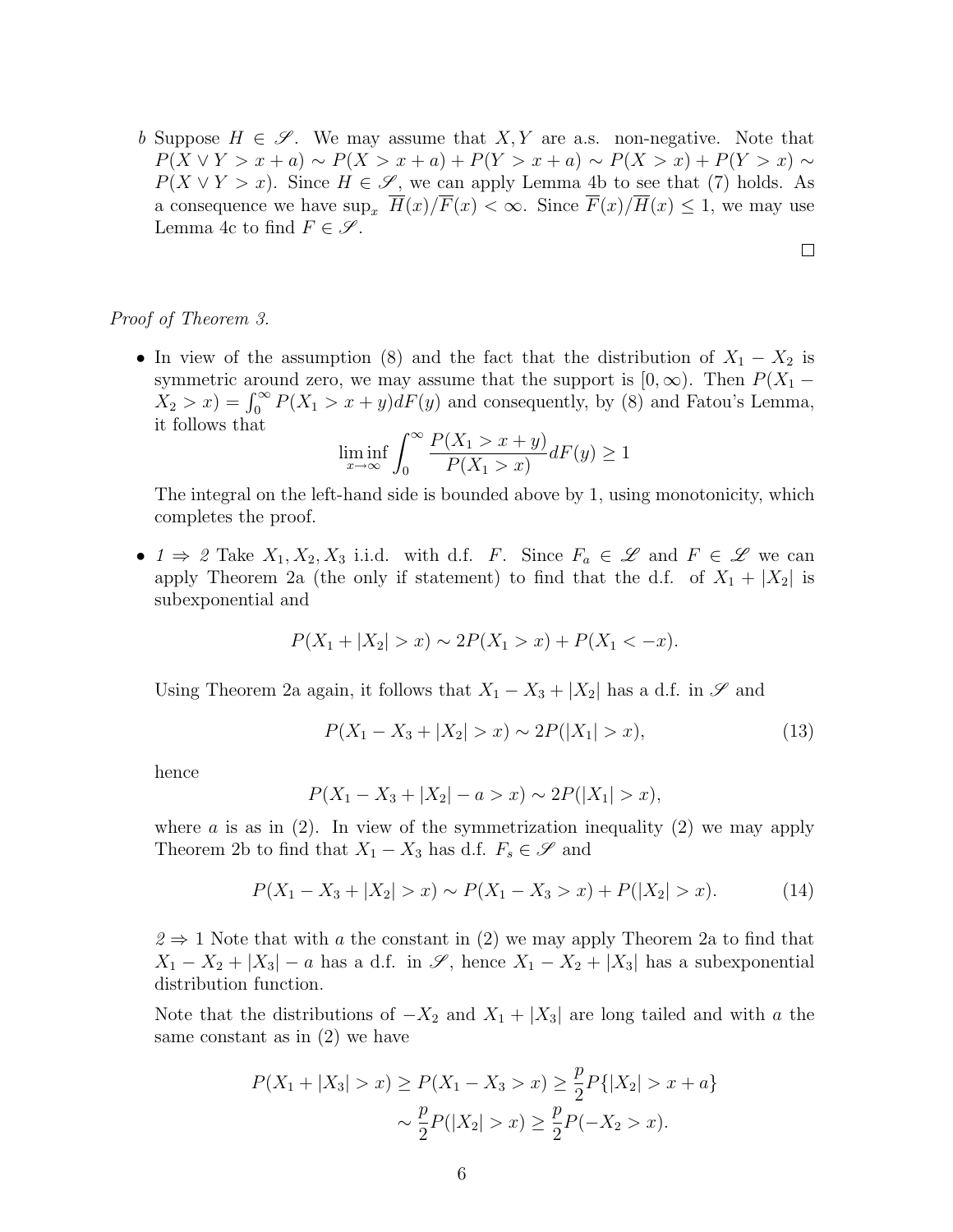*b* Suppose $H \in \mathscr{S}$. We may assume that $X, Y$ are a.s. non-negative. Note that $P(X \vee Y > x + a) \sim P(X > x + a) + P(Y > x + a) \sim P(X > x) + P(Y > x) \sim P(X \vee Y > x)$. Since $H \in \mathscr{S}$, we can apply Lemma 4b to see that (7) holds. As a consequence we have $\sup_x \overline{H}(x)/\overline{F}(x) < \infty$. Since $\overline{F}(x)/\overline{H}(x) \leq 1$, we may use Lemma 4c to find $F \in \mathscr{S}$.

□

*Proof of Theorem 3.*

- In view of the assumption (8) and the fact that the distribution of $X_1 - X_2$ is symmetric around zero, we may assume that the support is $[0, \infty)$. Then $P(X_1 - X_2 > x) = \int_0^\infty P(X_1 > x + y) dF(y)$ and consequently, by (8) and Fatou's Lemma, it follows that

$$\liminf_{x \to \infty} \int_0^\infty \frac{P(X_1 > x + y)}{P(X_1 > x)} dF(y) \geq 1$$

  The integral on the left-hand side is bounded above by 1, using monotonicity, which completes the proof.

- *1 ⇒ 2* Take $X_1, X_2, X_3$ i.i.d. with d.f. $F$. Since $F_a \in \mathscr{L}$ and $F \in \mathscr{L}$ we can apply Theorem 2a (the only if statement) to find that the d.f. of $X_1 + |X_2|$ is subexponential and

$$P(X_1 + |X_2| > x) \sim 2P(X_1 > x) + P(X_1 < -x).$$

  Using Theorem 2a again, it follows that $X_1 - X_3 + |X_2|$ has a d.f. in $\mathscr{S}$ and

$$P(X_1 - X_3 + |X_2| > x) \sim 2P(|X_1| > x), \tag{13}$$

  hence

$$P(X_1 - X_3 + |X_2| - a > x) \sim 2P(|X_1| > x),$$

  where $a$ is as in (2). In view of the symmetrization inequality (2) we may apply Theorem 2b to find that $X_1 - X_3$ has d.f. $F_s \in \mathscr{S}$ and

$$P(X_1 - X_3 + |X_2| > x) \sim P(X_1 - X_3 > x) + P(|X_2| > x). \tag{14}$$

  *2 ⇒ 1* Note that with $a$ the constant in (2) we may apply Theorem 2a to find that $X_1 - X_2 + |X_3| - a$ has a d.f. in $\mathscr{S}$, hence $X_1 - X_2 + |X_3|$ has a subexponential distribution function.

  Note that the distributions of $-X_2$ and $X_1 + |X_3|$ are long tailed and with $a$ the same constant as in (2) we have

$$\begin{aligned} P(X_1 + |X_3| > x) &\geq P(X_1 - X_3 > x) \geq \frac{p}{2} P\{|X_2| > x + a\} \\ &\sim \frac{p}{2} P(|X_2| > x) \geq \frac{p}{2} P(-X_2 > x). \end{aligned}$$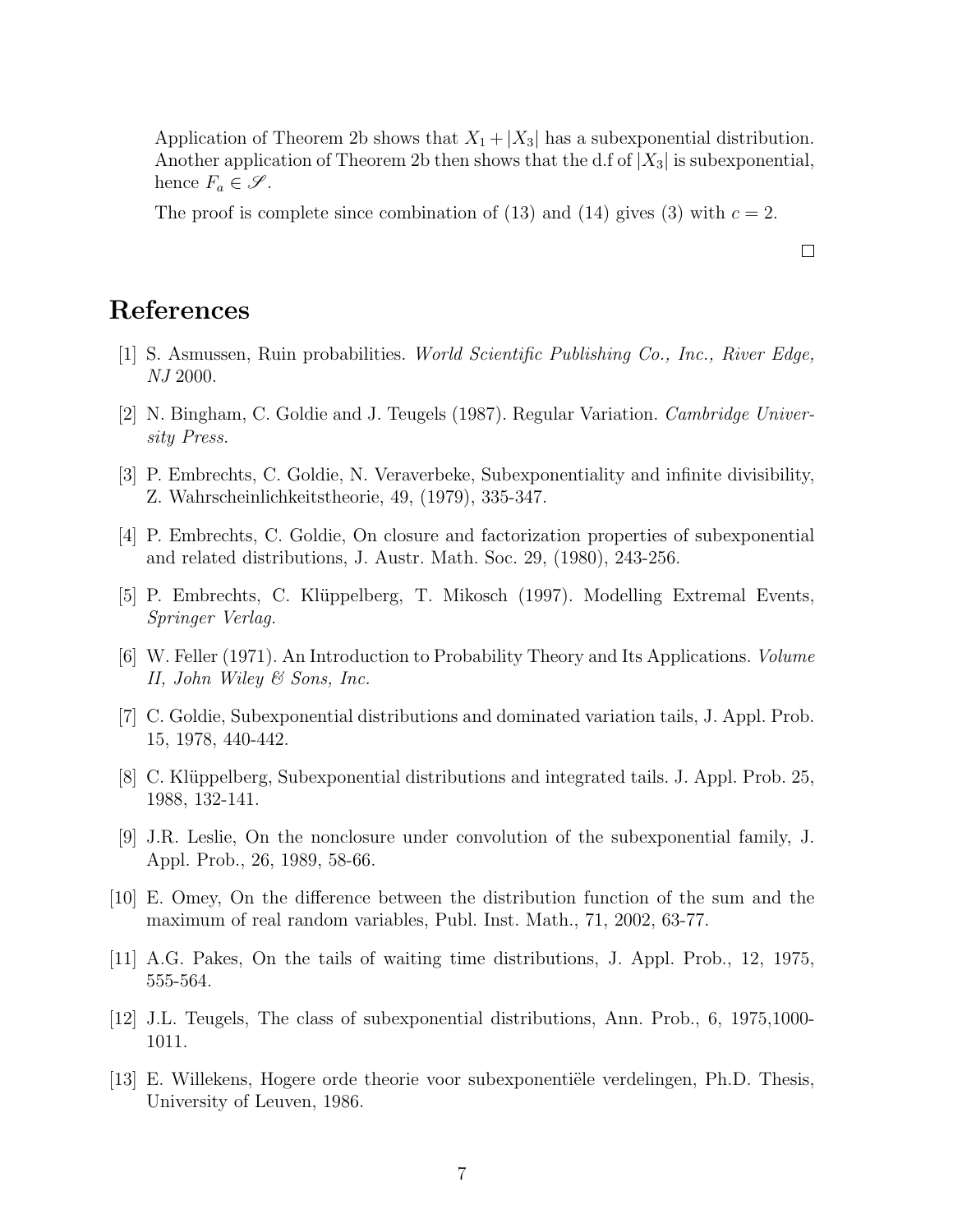Application of Theorem 2b shows that $X_1 + |X_3|$ has a subexponential distribution. Another application of Theorem 2b then shows that the d.f of $|X_3|$ is subexponential, hence $F_a \in \mathscr{S}$.

The proof is complete since combination of (13) and (14) gives (3) with $c = 2$.

$\square$

# References

[1] S. Asmussen, Ruin probabilities. *World Scientific Publishing Co., Inc., River Edge, NJ* 2000.

[2] N. Bingham, C. Goldie and J. Teugels (1987). Regular Variation. *Cambridge University Press.*

[3] P. Embrechts, C. Goldie, N. Veraverbeke, Subexponentiality and infinite divisibility, Z. Wahrscheinlichkeitstheorie, 49, (1979), 335-347.

[4] P. Embrechts, C. Goldie, On closure and factorization properties of subexponential and related distributions, J. Austr. Math. Soc. 29, (1980), 243-256.

[5] P. Embrechts, C. Klüppelberg, T. Mikosch (1997). Modelling Extremal Events, *Springer Verlag.*

[6] W. Feller (1971). An Introduction to Probability Theory and Its Applications. *Volume II, John Wiley & Sons, Inc.*

[7] C. Goldie, Subexponential distributions and dominated variation tails, J. Appl. Prob. 15, 1978, 440-442.

[8] C. Klüppelberg, Subexponential distributions and integrated tails. J. Appl. Prob. 25, 1988, 132-141.

[9] J.R. Leslie, On the nonclosure under convolution of the subexponential family, J. Appl. Prob., 26, 1989, 58-66.

[10] E. Omey, On the difference between the distribution function of the sum and the maximum of real random variables, Publ. Inst. Math., 71, 2002, 63-77.

[11] A.G. Pakes, On the tails of waiting time distributions, J. Appl. Prob., 12, 1975, 555-564.

[12] J.L. Teugels, The class of subexponential distributions, Ann. Prob., 6, 1975,1000-1011.

[13] E. Willekens, Hogere orde theorie voor subexponentiële verdelingen, Ph.D. Thesis, University of Leuven, 1986.